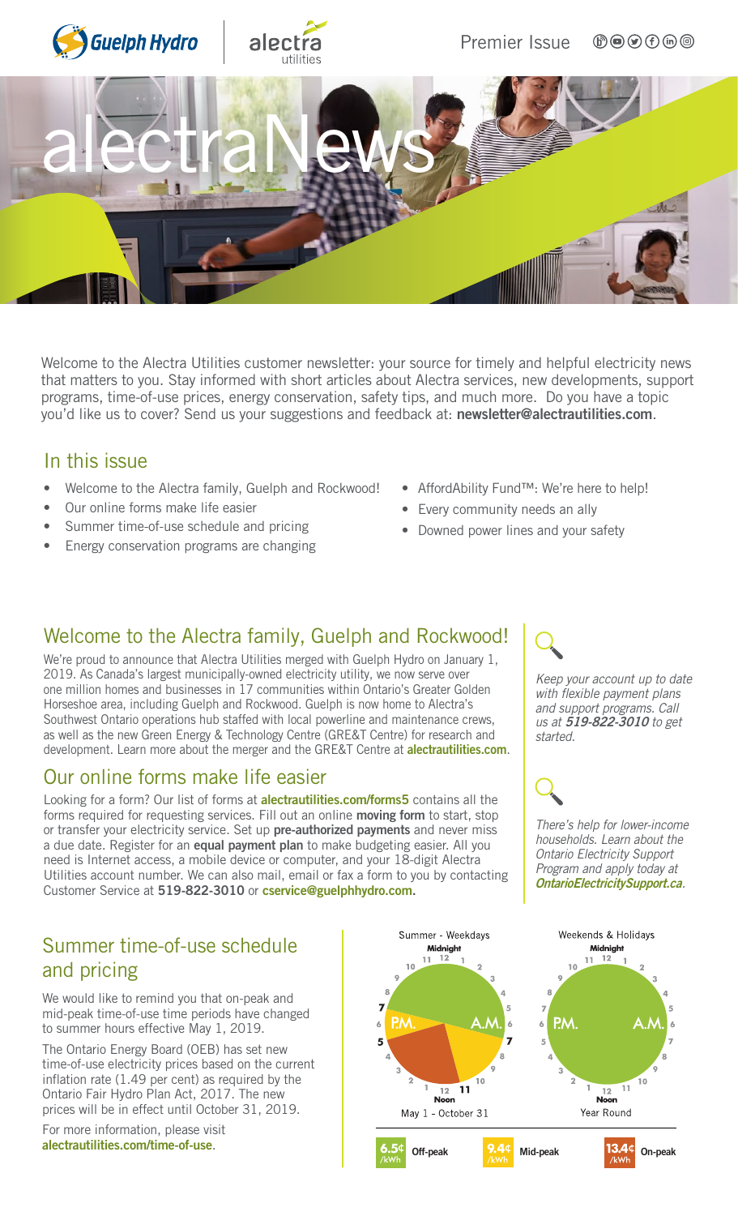Guelph Hydro | alectra utilities

Premier Issue

# alectraNews

Welcome to the Alectra Utilities customer newsletter: your source for timely and helpful electricity news that matters to you. Stay informed with short articles about Alectra services, new developments, support programs, time-of-use prices, energy conservation, safety tips, and much more. Do you have a topic you'd like us to cover? Send us your suggestions and feedback at: **newsletter@alectrautilities.com**.

## In this issue

- Welcome to the Alectra family, Guelph and Rockwood!
- Our online forms make life easier
- Summer time-of-use schedule and pricing
- Energy conservation programs are changing
- AffordAbility Fund™: We're here to help!
- Every community needs an ally
- Downed power lines and your safety

## Welcome to the Alectra family, Guelph and Rockwood!

We're proud to announce that Alectra Utilities merged with Guelph Hydro on January 1, 2019. As Canada's largest municipally-owned electricity utility, we now serve over one million homes and businesses in 17 communities within Ontario's Greater Golden Horseshoe area, including Guelph and Rockwood. Guelph is now home to Alectra's Southwest Ontario operations hub staffed with local powerline and maintenance crews, as well as the new Green Energy & Technology Centre (GRE&T Centre) for research and development. Learn more about the merger and the GRE&T Centre at **alectrautilities.com**.

## Our online forms make life easier

Looking for a form? Our list of forms at **alectrautilities.com/forms5** contains all the forms required for requesting services. Fill out an online **moving form** to start, stop or transfer your electricity service. Set up **pre-authorized payments** and never miss a due date. Register for an **equal payment plan** to make budgeting easier. All you need is Internet access, a mobile device or computer, and your 18-digit Alectra Utilities account number. We can also mail, email or fax a form to you by contacting Customer Service at **519-822-3010** or **cservice@guelphhydro.com.**

*Keep your account up to date with flexible payment plans and support programs. Call us at **519-822-3010** to get started.*

*There's help for lower-income households. Learn about the Ontario Electricity Support Program and apply today at **OntarioElectricitySupport.ca**.*

## Summer time-of-use schedule and pricing

We would like to remind you that on-peak and mid-peak time-of-use time periods have changed to summer hours effective May 1, 2019.

The Ontario Energy Board (OEB) has set new time-of-use electricity prices based on the current inflation rate (1.49 per cent) as required by the Ontario Fair Hydro Plan Act, 2017. The new prices will be in effect until October 31, 2019.

For more information, please visit **alectrautilities.com/time-of-use**.

Summer - Weekdays (May 1 - October 31): Off-peak 7 P.M. – 7 A.M.; Mid-peak 7 A.M. – 11 A.M. and 5 P.M. – 7 P.M.; On-peak 11 A.M. – 5 P.M.

Weekends & Holidays (Year Round): Off-peak all day.

6.5¢/kWh Off-peak | 9.4¢/kWh Mid-peak | 13.4¢/kWh On-peak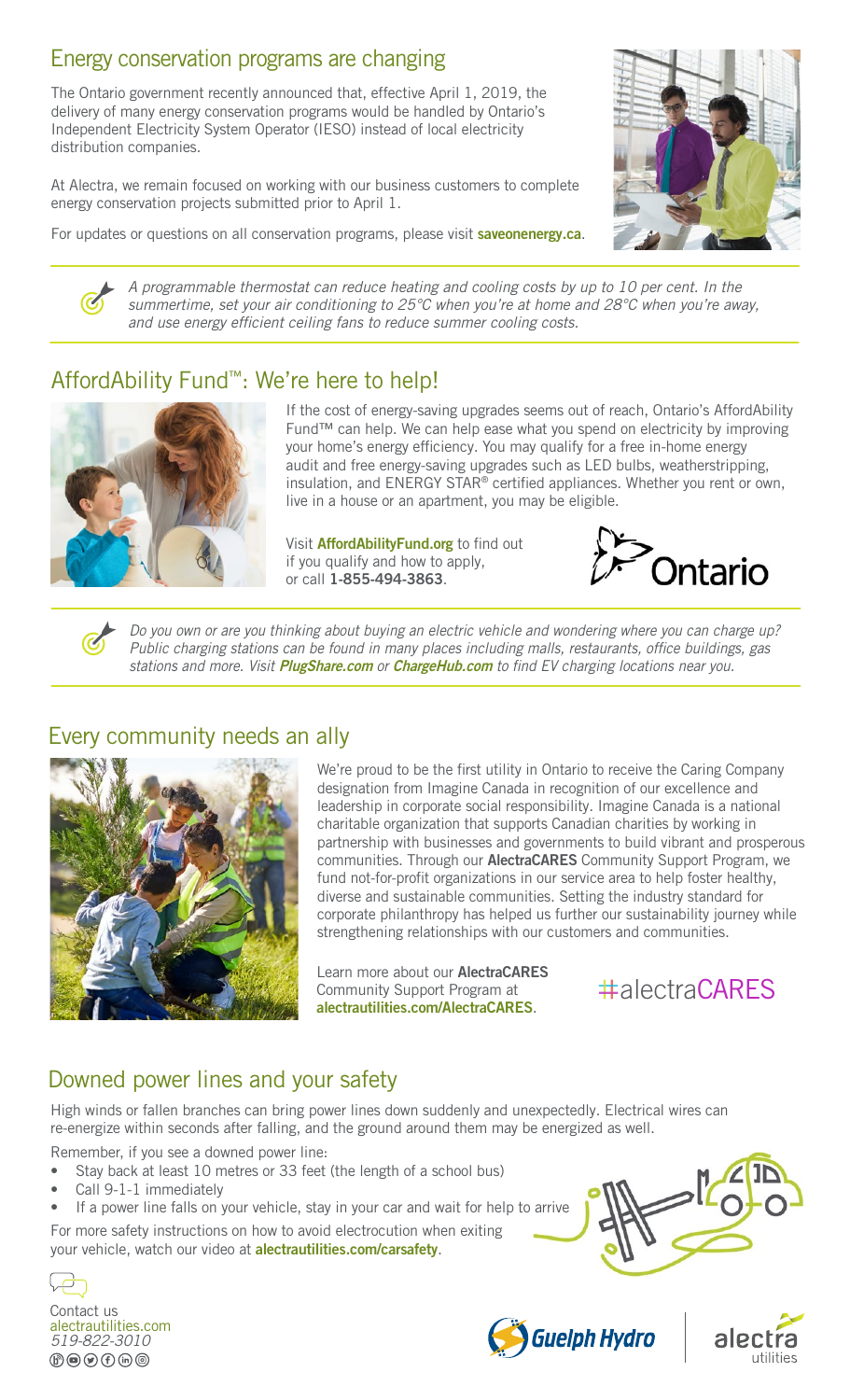## Energy conservation programs are changing

The Ontario government recently announced that, effective April 1, 2019, the delivery of many energy conservation programs would be handled by Ontario's Independent Electricity System Operator (IESO) instead of local electricity distribution companies.

At Alectra, we remain focused on working with our business customers to complete energy conservation projects submitted prior to April 1.

For updates or questions on all conservation programs, please visit **saveonenergy.ca**.

*A programmable thermostat can reduce heating and cooling costs by up to 10 per cent. In the summertime, set your air conditioning to 25°C when you're at home and 28°C when you're away, and use energy efficient ceiling fans to reduce summer cooling costs.*

## AffordAbility Fund™: We're here to help!

If the cost of energy-saving upgrades seems out of reach, Ontario's AffordAbility Fund™ can help. We can help ease what you spend on electricity by improving your home's energy efficiency. You may qualify for a free in-home energy audit and free energy-saving upgrades such as LED bulbs, weatherstripping, insulation, and ENERGY STAR® certified appliances. Whether you rent or own, live in a house or an apartment, you may be eligible.

Visit **AffordAbilityFund.org** to find out if you qualify and how to apply, or call **1-855-494-3863**.

Ontario

*Do you own or are you thinking about buying an electric vehicle and wondering where you can charge up? Public charging stations can be found in many places including malls, restaurants, office buildings, gas stations and more. Visit **PlugShare.com** or **ChargeHub.com** to find EV charging locations near you.*

## Every community needs an ally

We're proud to be the first utility in Ontario to receive the Caring Company designation from Imagine Canada in recognition of our excellence and leadership in corporate social responsibility. Imagine Canada is a national charitable organization that supports Canadian charities by working in partnership with businesses and governments to build vibrant and prosperous communities. Through our **AlectraCARES** Community Support Program, we fund not-for-profit organizations in our service area to help foster healthy, diverse and sustainable communities. Setting the industry standard for corporate philanthropy has helped us further our sustainability journey while strengthening relationships with our customers and communities.

Learn more about our **AlectraCARES** Community Support Program at **alectrautilities.com/AlectraCARES**.

#alectraCARES

## Downed power lines and your safety

High winds or fallen branches can bring power lines down suddenly and unexpectedly. Electrical wires can re-energize within seconds after falling, and the ground around them may be energized as well.

Remember, if you see a downed power line:

- Stay back at least 10 metres or 33 feet (the length of a school bus)
- Call 9-1-1 immediately
- If a power line falls on your vehicle, stay in your car and wait for help to arrive

For more safety instructions on how to avoid electrocution when exiting your vehicle, watch our video at **alectrautilities.com/carsafety**.

Contact us
alectrautilities.com
*519-822-3010*

Guelph Hydro

alectra utilities